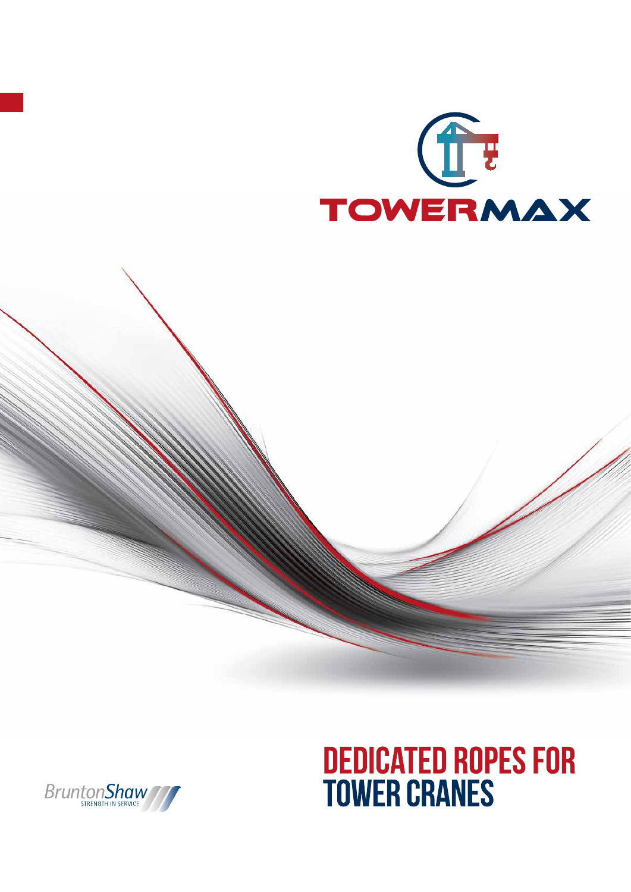# TOWERMAX

# DEDICATED ROPES FOR TOWER CRANES

BruntonShaw
STRENGTH IN SERVICE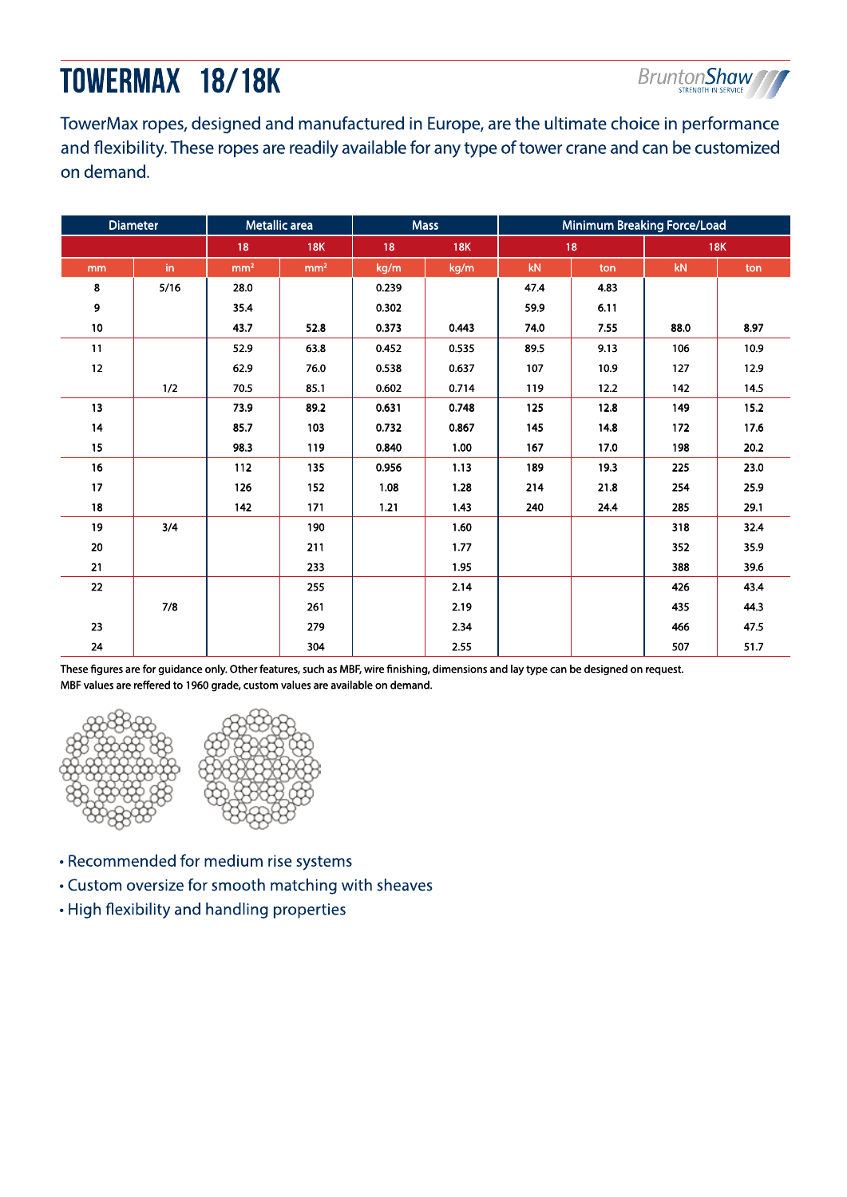# TOWERMAX 18/18K

TowerMax ropes, designed and manufactured in Europe, are the ultimate choice in performance and flexibility. These ropes are readily available for any type of tower crane and can be customized on demand.

| Diameter | | Metallic area | | Mass | | Minimum Breaking Force/Load | | | |
|---|---|---|---|---|---|---|---|---|---|
| | | 18 | 18K | 18 | 18K | 18 | | 18K | |
| mm | in | mm² | mm² | kg/m | kg/m | kN | ton | kN | ton |
| 8 | 5/16 | 28.0 | | 0.239 | | 47.4 | 4.83 | | |
| 9 | | 35.4 | | 0.302 | | 59.9 | 6.11 | | |
| 10 | | 43.7 | 52.8 | 0.373 | 0.443 | 74.0 | 7.55 | 88.0 | 8.97 |
| 11 | | 52.9 | 63.8 | 0.452 | 0.535 | 89.5 | 9.13 | 106 | 10.9 |
| 12 | | 62.9 | 76.0 | 0.538 | 0.637 | 107 | 10.9 | 127 | 12.9 |
| | 1/2 | 70.5 | 85.1 | 0.602 | 0.714 | 119 | 12.2 | 142 | 14.5 |
| 13 | | 73.9 | 89.2 | 0.631 | 0.748 | 125 | 12.8 | 149 | 15.2 |
| 14 | | 85.7 | 103 | 0.732 | 0.867 | 145 | 14.8 | 172 | 17.6 |
| 15 | | 98.3 | 119 | 0.840 | 1.00 | 167 | 17.0 | 198 | 20.2 |
| 16 | | 112 | 135 | 0.956 | 1.13 | 189 | 19.3 | 225 | 23.0 |
| 17 | | 126 | 152 | 1.08 | 1.28 | 214 | 21.8 | 254 | 25.9 |
| 18 | | 142 | 171 | 1.21 | 1.43 | 240 | 24.4 | 285 | 29.1 |
| 19 | 3/4 | | 190 | | 1.60 | | | 318 | 32.4 |
| 20 | | | 211 | | 1.77 | | | 352 | 35.9 |
| 21 | | | 233 | | 1.95 | | | 388 | 39.6 |
| 22 | | | 255 | | 2.14 | | | 426 | 43.4 |
| | 7/8 | | 261 | | 2.19 | | | 435 | 44.3 |
| 23 | | | 279 | | 2.34 | | | 466 | 47.5 |
| 24 | | | 304 | | 2.55 | | | 507 | 51.7 |

These figures are for guidance only. Other features, such as MBF, wire finishing, dimensions and lay type can be designed on request.
MBF values are reffered to 1960 grade, custom values are available on demand.

- Recommended for medium rise systems
- Custom oversize for smooth matching with sheaves
- High flexibility and handling properties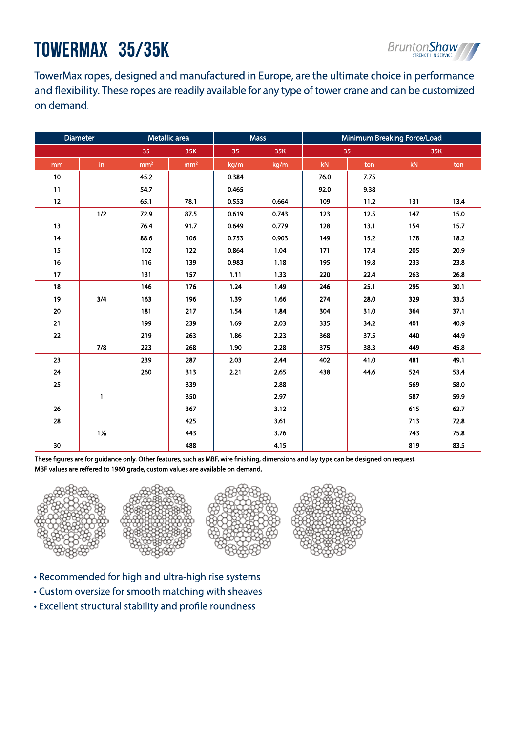# TOWERMAX 35/35K

TowerMax ropes, designed and manufactured in Europe, are the ultimate choice in performance and flexibility. These ropes are readily available for any type of tower crane and can be customized on demand.

| Diameter | | Metallic area | | Mass | | Minimum Breaking Force/Load | | | |
|---|---|---|---|---|---|---|---|---|---|
| | | 35 | 35K | 35 | 35K | 35 | | 35K | |
| mm | in | mm² | mm² | kg/m | kg/m | kN | ton | kN | ton |
| 10 | | 45.2 | | 0.384 | | 76.0 | 7.75 | | |
| 11 | | 54.7 | | 0.465 | | 92.0 | 9.38 | | |
| 12 | | 65.1 | 78.1 | 0.553 | 0.664 | 109 | 11.2 | 131 | 13.4 |
| | 1/2 | 72.9 | 87.5 | 0.619 | 0.743 | 123 | 12.5 | 147 | 15.0 |
| 13 | | 76.4 | 91.7 | 0.649 | 0.779 | 128 | 13.1 | 154 | 15.7 |
| 14 | | 88.6 | 106 | 0.753 | 0.903 | 149 | 15.2 | 178 | 18.2 |
| 15 | | 102 | 122 | 0.864 | 1.04 | 171 | 17.4 | 205 | 20.9 |
| 16 | | 116 | 139 | 0.983 | 1.18 | 195 | 19.8 | 233 | 23.8 |
| 17 | | 131 | 157 | 1.11 | 1.33 | 220 | 22.4 | 263 | 26.8 |
| 18 | | 146 | 176 | 1.24 | 1.49 | 246 | 25.1 | 295 | 30.1 |
| 19 | 3/4 | 163 | 196 | 1.39 | 1.66 | 274 | 28.0 | 329 | 33.5 |
| 20 | | 181 | 217 | 1.54 | 1.84 | 304 | 31.0 | 364 | 37.1 |
| 21 | | 199 | 239 | 1.69 | 2.03 | 335 | 34.2 | 401 | 40.9 |
| 22 | | 219 | 263 | 1.86 | 2.23 | 368 | 37.5 | 440 | 44.9 |
| | 7/8 | 223 | 268 | 1.90 | 2.28 | 375 | 38.3 | 449 | 45.8 |
| 23 | | 239 | 287 | 2.03 | 2.44 | 402 | 41.0 | 481 | 49.1 |
| 24 | | 260 | 313 | 2.21 | 2.65 | 438 | 44.6 | 524 | 53.4 |
| 25 | | | 339 | | 2.88 | | | 569 | 58.0 |
| | 1 | | 350 | | 2.97 | | | 587 | 59.9 |
| 26 | | | 367 | | 3.12 | | | 615 | 62.7 |
| 28 | | | 425 | | 3.61 | | | 713 | 72.8 |
| | 1⅛ | | 443 | | 3.76 | | | 743 | 75.8 |
| 30 | | | 488 | | 4.15 | | | 819 | 83.5 |

These figures are for guidance only. Other features, such as MBF, wire finishing, dimensions and lay type can be designed on request.
MBF values are reffered to 1960 grade, custom values are available on demand.

- Recommended for high and ultra-high rise systems
- Custom oversize for smooth matching with sheaves
- Excellent structural stability and profile roundness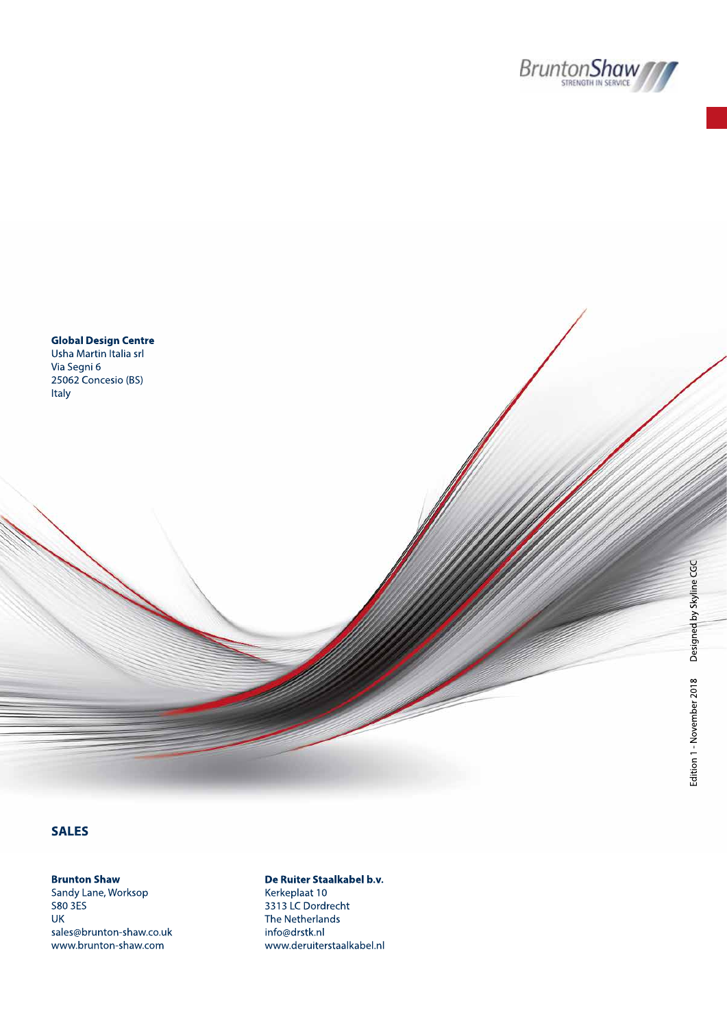BruntonShaw
STRENGTH IN SERVICE

**Global Design Centre**
Usha Martin Italia srl
Via Segni 6
25062 Concesio (BS)
Italy

Edition 1 - November 2018    Designed by Skyline CGC

## SALES

**Brunton Shaw**
Sandy Lane, Worksop
S80 3ES
UK
sales@brunton-shaw.co.uk
www.brunton-shaw.com

**De Ruiter Staalkabel b.v.**
Kerkeplaat 10
3313 LC Dordrecht
The Netherlands
info@drstk.nl
www.deruiterstaalkabel.nl